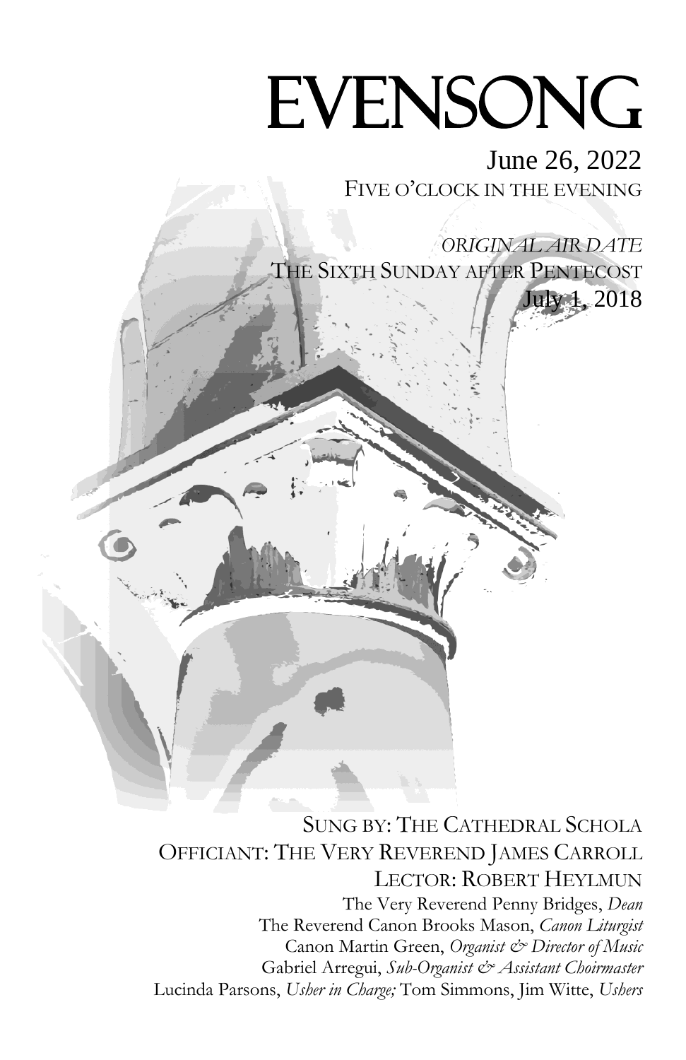# EVENSONG

June 26, 2022
FIVE O'CLOCK IN THE EVENING

*ORIGINAL AIR DATE*
THE SIXTH SUNDAY AFTER PENTECOST
July 1, 2018

SUNG BY: THE CATHEDRAL SCHOLA
OFFICIANT: THE VERY REVEREND JAMES CARROLL
LECTOR: ROBERT HEYLMUN

The Very Reverend Penny Bridges, *Dean*
The Reverend Canon Brooks Mason, *Canon Liturgist*
Canon Martin Green, *Organist & Director of Music*
Gabriel Arregui, *Sub-Organist & Assistant Choirmaster*
Lucinda Parsons, *Usher in Charge;* Tom Simmons, Jim Witte, *Ushers*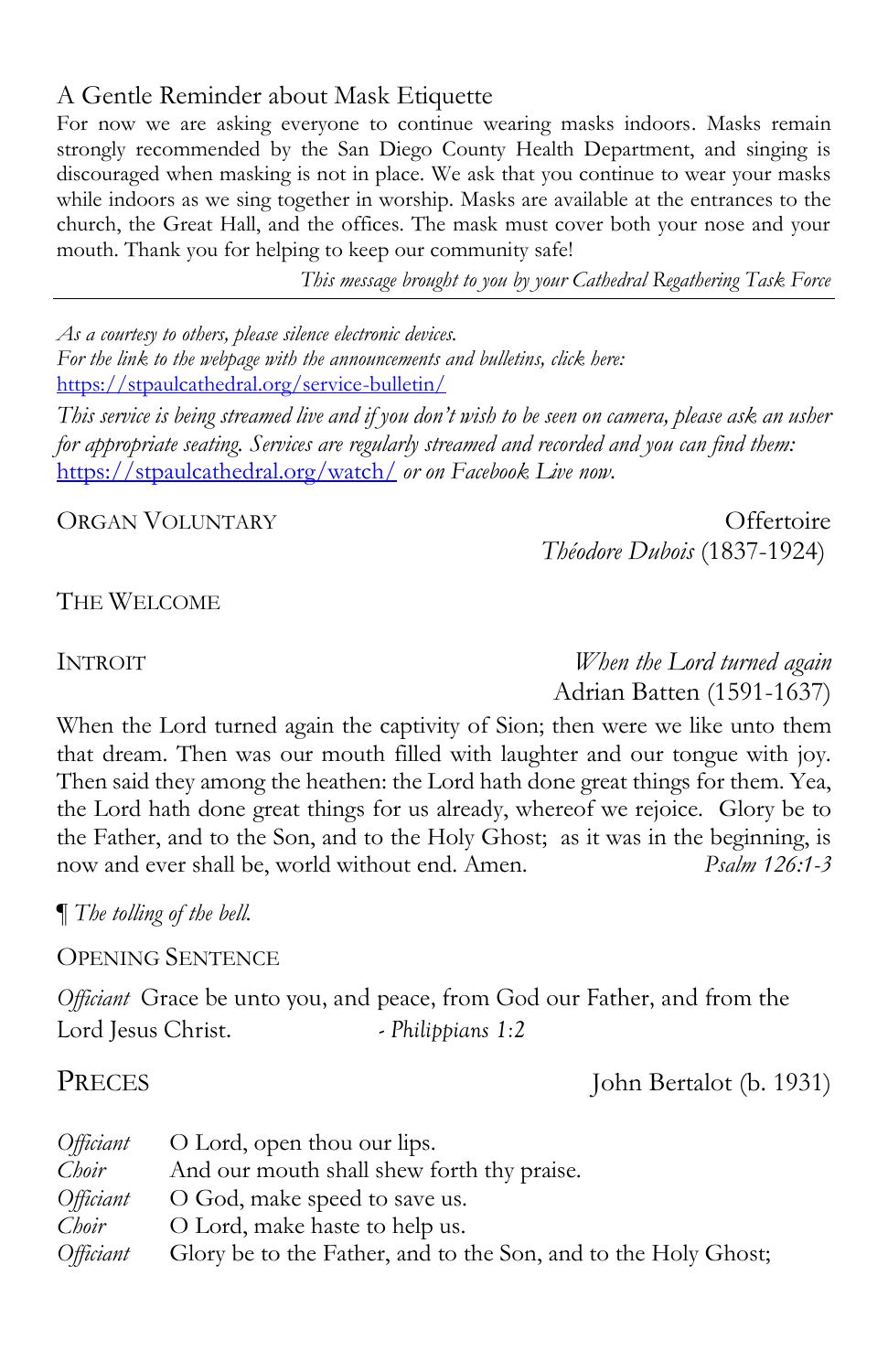## A Gentle Reminder about Mask Etiquette

For now we are asking everyone to continue wearing masks indoors. Masks remain strongly recommended by the San Diego County Health Department, and singing is discouraged when masking is not in place. We ask that you continue to wear your masks while indoors as we sing together in worship. Masks are available at the entrances to the church, the Great Hall, and the offices. The mask must cover both your nose and your mouth. Thank you for helping to keep our community safe!

*This message brought to you by your Cathedral Regathering Task Force*

---

*As a courtesy to others, please silence electronic devices.*
*For the link to the webpage with the announcements and bulletins, click here:*
https://stpaulcathedral.org/service-bulletin/

*This service is being streamed live and if you don't wish to be seen on camera, please ask an usher for appropriate seating. Services are regularly streamed and recorded and you can find them:* https://stpaulcathedral.org/watch/ *or on Facebook Live now.*

ORGAN VOLUNTARY — Offertoire
*Théodore Dubois* (1837-1924)

THE WELCOME

INTROIT — *When the Lord turned again*
Adrian Batten (1591-1637)

When the Lord turned again the captivity of Sion; then were we like unto them that dream. Then was our mouth filled with laughter and our tongue with joy. Then said they among the heathen: the Lord hath done great things for them. Yea, the Lord hath done great things for us already, whereof we rejoice. Glory be to the Father, and to the Son, and to the Holy Ghost; as it was in the beginning, is now and ever shall be, world without end. Amen. *Psalm 126:1-3*

¶ *The tolling of the bell.*

OPENING SENTENCE

*Officiant* Grace be unto you, and peace, from God our Father, and from the Lord Jesus Christ. *- Philippians 1:2*

PRECES — John Bertalot (b. 1931)

*Officiant* O Lord, open thou our lips.
*Choir* And our mouth shall shew forth thy praise.
*Officiant* O God, make speed to save us.
*Choir* O Lord, make haste to help us.
*Officiant* Glory be to the Father, and to the Son, and to the Holy Ghost;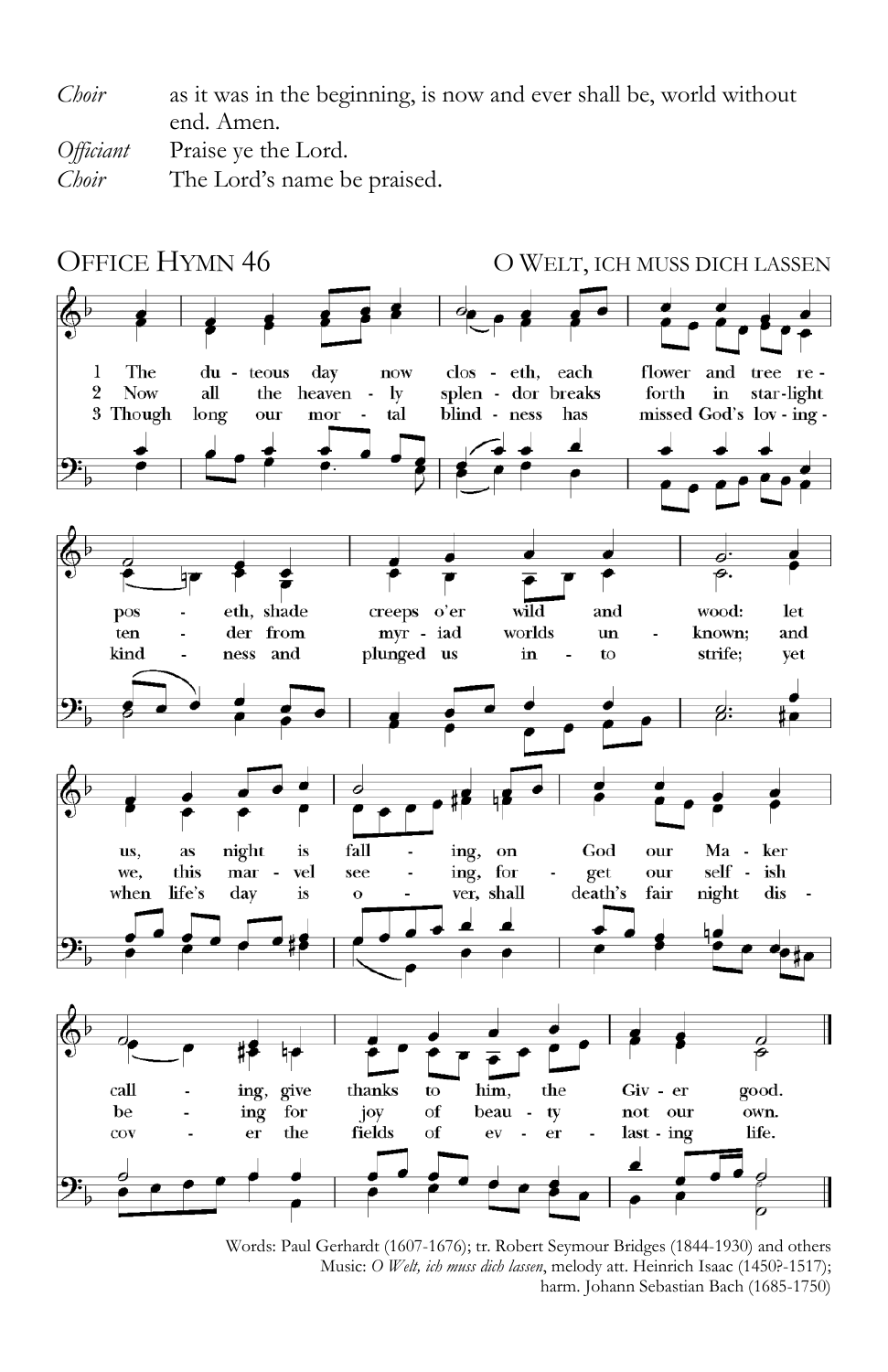*Choir* as it was in the beginning, is now and ever shall be, world without end. Amen.

*Officiant* Praise ye the Lord.

*Choir* The Lord's name be praised.

## OFFICE HYMN 46 — O WELT, ICH MUSS DICH LASSEN

1 The duteous day now closeth, each flower and tree reposeth, shade creeps o'er wild and wood: let us, as night is falling, on God our Maker calling, give thanks to him, the Giver good.

2 Now all the heavenly splendor breaks forth in starlight tender from myriad worlds unknown; and we, this marvel seeing, forget our selfish being for joy of beauty not our own.

3 Though long our mortal blindness has missed God's loving-kindness and plunged us into strife; yet when life's day is over, shall death's fair night discover the fields of everlasting life.

Words: Paul Gerhardt (1607-1676); tr. Robert Seymour Bridges (1844-1930) and others
Music: *O Welt, ich muss dich lassen*, melody att. Heinrich Isaac (1450?-1517); harm. Johann Sebastian Bach (1685-1750)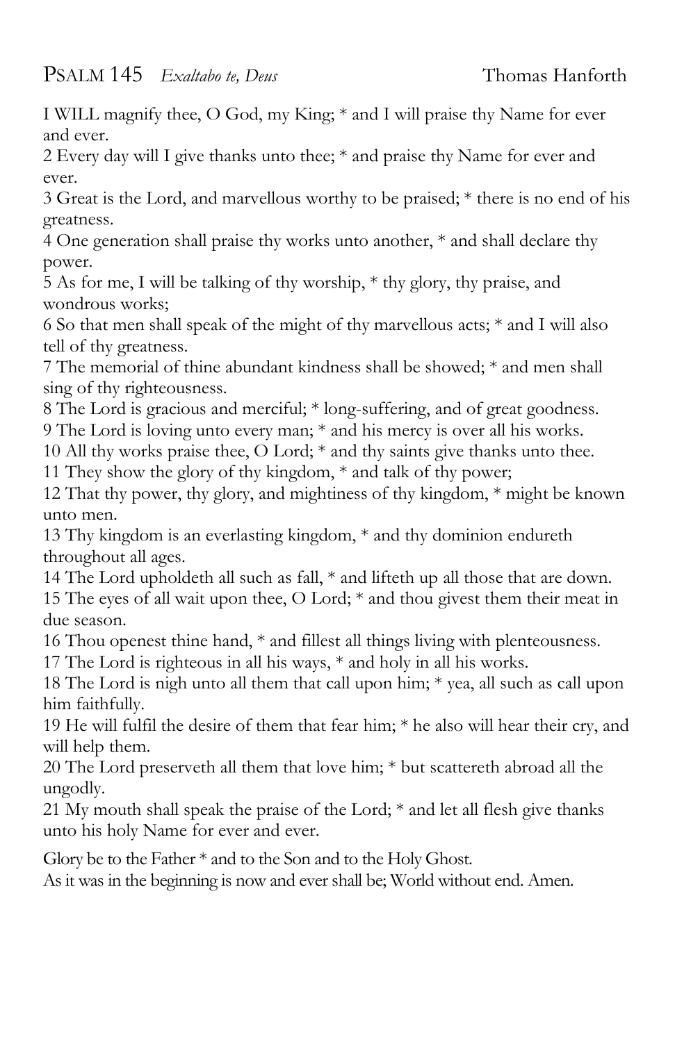## PSALM 145 *Exaltabo te, Deus* Thomas Hanforth

I WILL magnify thee, O God, my King; * and I will praise thy Name for ever and ever.

2 Every day will I give thanks unto thee; * and praise thy Name for ever and ever.

3 Great is the Lord, and marvellous worthy to be praised; * there is no end of his greatness.

4 One generation shall praise thy works unto another, * and shall declare thy power.

5 As for me, I will be talking of thy worship, * thy glory, thy praise, and wondrous works;

6 So that men shall speak of the might of thy marvellous acts; * and I will also tell of thy greatness.

7 The memorial of thine abundant kindness shall be showed; * and men shall sing of thy righteousness.

8 The Lord is gracious and merciful; * long-suffering, and of great goodness.

9 The Lord is loving unto every man; * and his mercy is over all his works.

10 All thy works praise thee, O Lord; * and thy saints give thanks unto thee.

11 They show the glory of thy kingdom, * and talk of thy power;

12 That thy power, thy glory, and mightiness of thy kingdom, * might be known unto men.

13 Thy kingdom is an everlasting kingdom, * and thy dominion endureth throughout all ages.

14 The Lord upholdeth all such as fall, * and lifteth up all those that are down.

15 The eyes of all wait upon thee, O Lord; * and thou givest them their meat in due season.

16 Thou openest thine hand, * and fillest all things living with plenteousness.

17 The Lord is righteous in all his ways, * and holy in all his works.

18 The Lord is nigh unto all them that call upon him; * yea, all such as call upon him faithfully.

19 He will fulfil the desire of them that fear him; * he also will hear their cry, and will help them.

20 The Lord preserveth all them that love him; * but scattereth abroad all the ungodly.

21 My mouth shall speak the praise of the Lord; * and let all flesh give thanks unto his holy Name for ever and ever.

Glory be to the Father * and to the Son and to the Holy Ghost.
As it was in the beginning is now and ever shall be; World without end. Amen.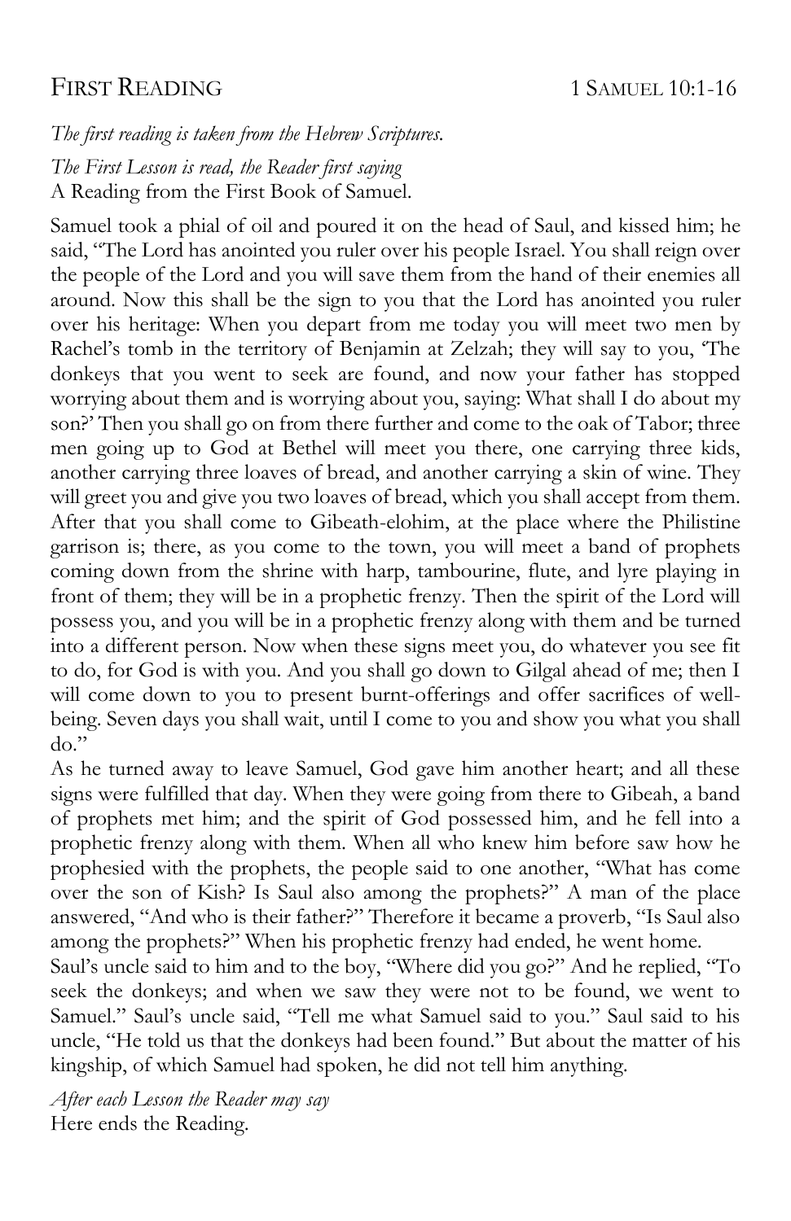## First Reading — 1 Samuel 10:1-16

*The first reading is taken from the Hebrew Scriptures.*

*The First Lesson is read, the Reader first saying*
A Reading from the First Book of Samuel.

Samuel took a phial of oil and poured it on the head of Saul, and kissed him; he said, "The Lord has anointed you ruler over his people Israel. You shall reign over the people of the Lord and you will save them from the hand of their enemies all around. Now this shall be the sign to you that the Lord has anointed you ruler over his heritage: When you depart from me today you will meet two men by Rachel's tomb in the territory of Benjamin at Zelzah; they will say to you, 'The donkeys that you went to seek are found, and now your father has stopped worrying about them and is worrying about you, saying: What shall I do about my son?' Then you shall go on from there further and come to the oak of Tabor; three men going up to God at Bethel will meet you there, one carrying three kids, another carrying three loaves of bread, and another carrying a skin of wine. They will greet you and give you two loaves of bread, which you shall accept from them. After that you shall come to Gibeath-elohim, at the place where the Philistine garrison is; there, as you come to the town, you will meet a band of prophets coming down from the shrine with harp, tambourine, flute, and lyre playing in front of them; they will be in a prophetic frenzy. Then the spirit of the Lord will possess you, and you will be in a prophetic frenzy along with them and be turned into a different person. Now when these signs meet you, do whatever you see fit to do, for God is with you. And you shall go down to Gilgal ahead of me; then I will come down to you to present burnt-offerings and offer sacrifices of well-being. Seven days you shall wait, until I come to you and show you what you shall do."

As he turned away to leave Samuel, God gave him another heart; and all these signs were fulfilled that day. When they were going from there to Gibeah, a band of prophets met him; and the spirit of God possessed him, and he fell into a prophetic frenzy along with them. When all who knew him before saw how he prophesied with the prophets, the people said to one another, "What has come over the son of Kish? Is Saul also among the prophets?" A man of the place answered, "And who is their father?" Therefore it became a proverb, "Is Saul also among the prophets?" When his prophetic frenzy had ended, he went home.

Saul's uncle said to him and to the boy, "Where did you go?" And he replied, "To seek the donkeys; and when we saw they were not to be found, we went to Samuel." Saul's uncle said, "Tell me what Samuel said to you." Saul said to his uncle, "He told us that the donkeys had been found." But about the matter of his kingship, of which Samuel had spoken, he did not tell him anything.

*After each Lesson the Reader may say*
Here ends the Reading.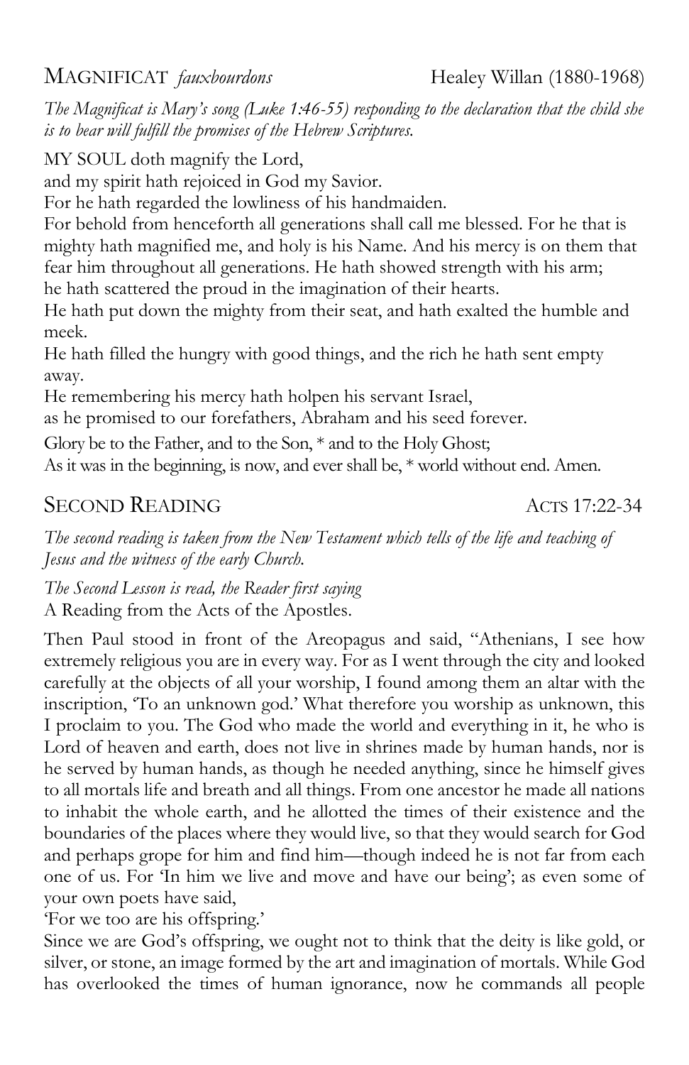## MAGNIFICAT *fauxbourdons* Healey Willan (1880-1968)

*The Magnificat is Mary's song (Luke 1:46-55) responding to the declaration that the child she is to bear will fulfill the promises of the Hebrew Scriptures.*

MY SOUL doth magnify the Lord,
and my spirit hath rejoiced in God my Savior.
For he hath regarded the lowliness of his handmaiden.
For behold from henceforth all generations shall call me blessed. For he that is mighty hath magnified me, and holy is his Name. And his mercy is on them that fear him throughout all generations. He hath showed strength with his arm;
he hath scattered the proud in the imagination of their hearts.
He hath put down the mighty from their seat, and hath exalted the humble and meek.
He hath filled the hungry with good things, and the rich he hath sent empty away.
He remembering his mercy hath holpen his servant Israel,
as he promised to our forefathers, Abraham and his seed forever.
Glory be to the Father, and to the Son, * and to the Holy Ghost;
As it was in the beginning, is now, and ever shall be, * world without end. Amen.

## SECOND READING ACTS 17:22-34

*The second reading is taken from the New Testament which tells of the life and teaching of Jesus and the witness of the early Church.*

*The Second Lesson is read, the Reader first saying*
A Reading from the Acts of the Apostles.

Then Paul stood in front of the Areopagus and said, "Athenians, I see how extremely religious you are in every way. For as I went through the city and looked carefully at the objects of all your worship, I found among them an altar with the inscription, 'To an unknown god.' What therefore you worship as unknown, this I proclaim to you. The God who made the world and everything in it, he who is Lord of heaven and earth, does not live in shrines made by human hands, nor is he served by human hands, as though he needed anything, since he himself gives to all mortals life and breath and all things. From one ancestor he made all nations to inhabit the whole earth, and he allotted the times of their existence and the boundaries of the places where they would live, so that they would search for God and perhaps grope for him and find him—though indeed he is not far from each one of us. For 'In him we live and move and have our being'; as even some of your own poets have said,
'For we too are his offspring.'
Since we are God's offspring, we ought not to think that the deity is like gold, or silver, or stone, an image formed by the art and imagination of mortals. While God has overlooked the times of human ignorance, now he commands all people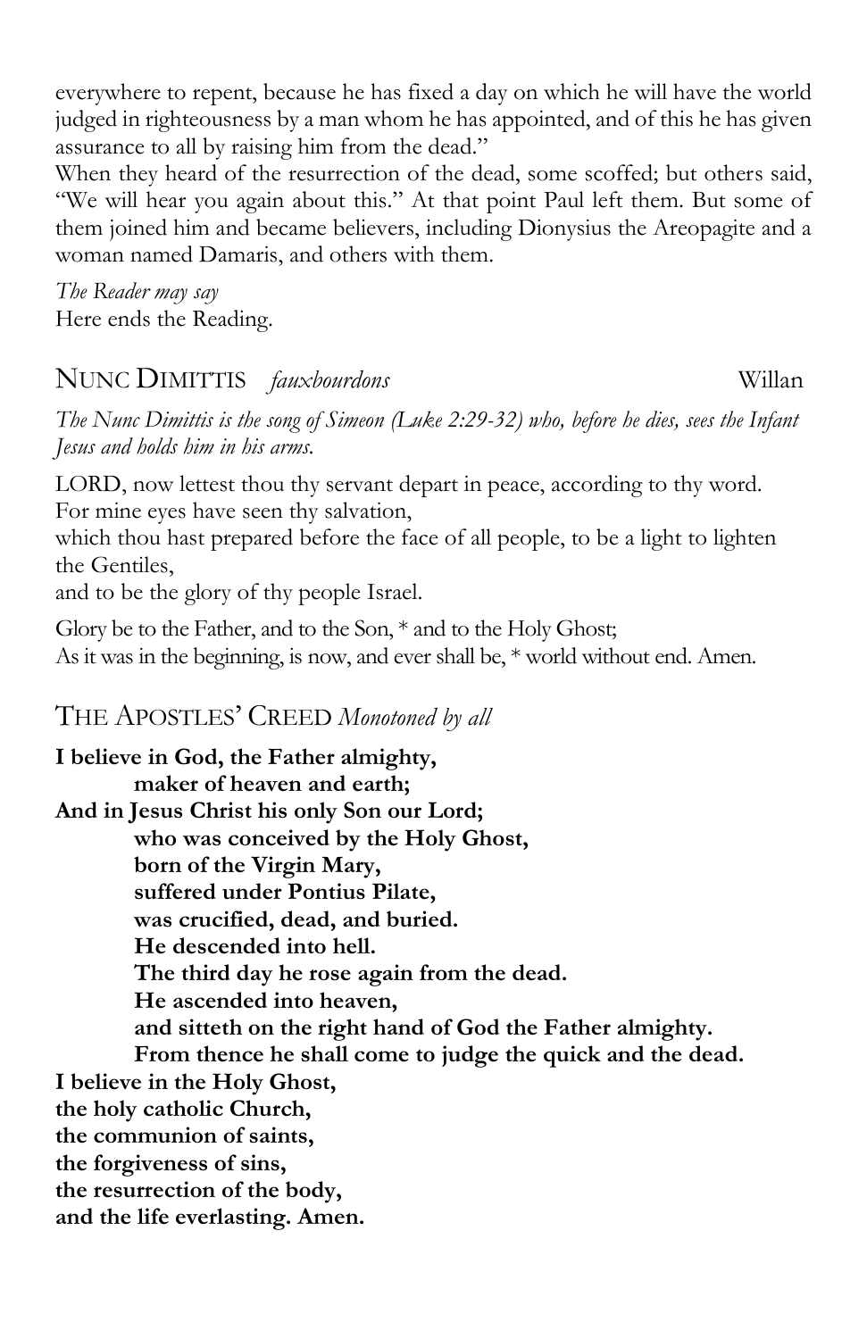everywhere to repent, because he has fixed a day on which he will have the world judged in righteousness by a man whom he has appointed, and of this he has given assurance to all by raising him from the dead."

When they heard of the resurrection of the dead, some scoffed; but others said, "We will hear you again about this." At that point Paul left them. But some of them joined him and became believers, including Dionysius the Areopagite and a woman named Damaris, and others with them.

*The Reader may say*
Here ends the Reading.

## NUNC DIMITTIS *fauxbourdons* Willan

*The Nunc Dimittis is the song of Simeon (Luke 2:29-32) who, before he dies, sees the Infant Jesus and holds him in his arms.*

LORD, now lettest thou thy servant depart in peace, according to thy word.
For mine eyes have seen thy salvation,
which thou hast prepared before the face of all people, to be a light to lighten the Gentiles,
and to be the glory of thy people Israel.

Glory be to the Father, and to the Son, * and to the Holy Ghost;
As it was in the beginning, is now, and ever shall be, * world without end. Amen.

## THE APOSTLES' CREED *Monotoned by all*

**I believe in God, the Father almighty,**
**maker of heaven and earth;**
**And in Jesus Christ his only Son our Lord;**
**who was conceived by the Holy Ghost,**
**born of the Virgin Mary,**
**suffered under Pontius Pilate,**
**was crucified, dead, and buried.**
**He descended into hell.**
**The third day he rose again from the dead.**
**He ascended into heaven,**
**and sitteth on the right hand of God the Father almighty.**
**From thence he shall come to judge the quick and the dead.**
**I believe in the Holy Ghost,**
**the holy catholic Church,**
**the communion of saints,**
**the forgiveness of sins,**
**the resurrection of the body,**
**and the life everlasting. Amen.**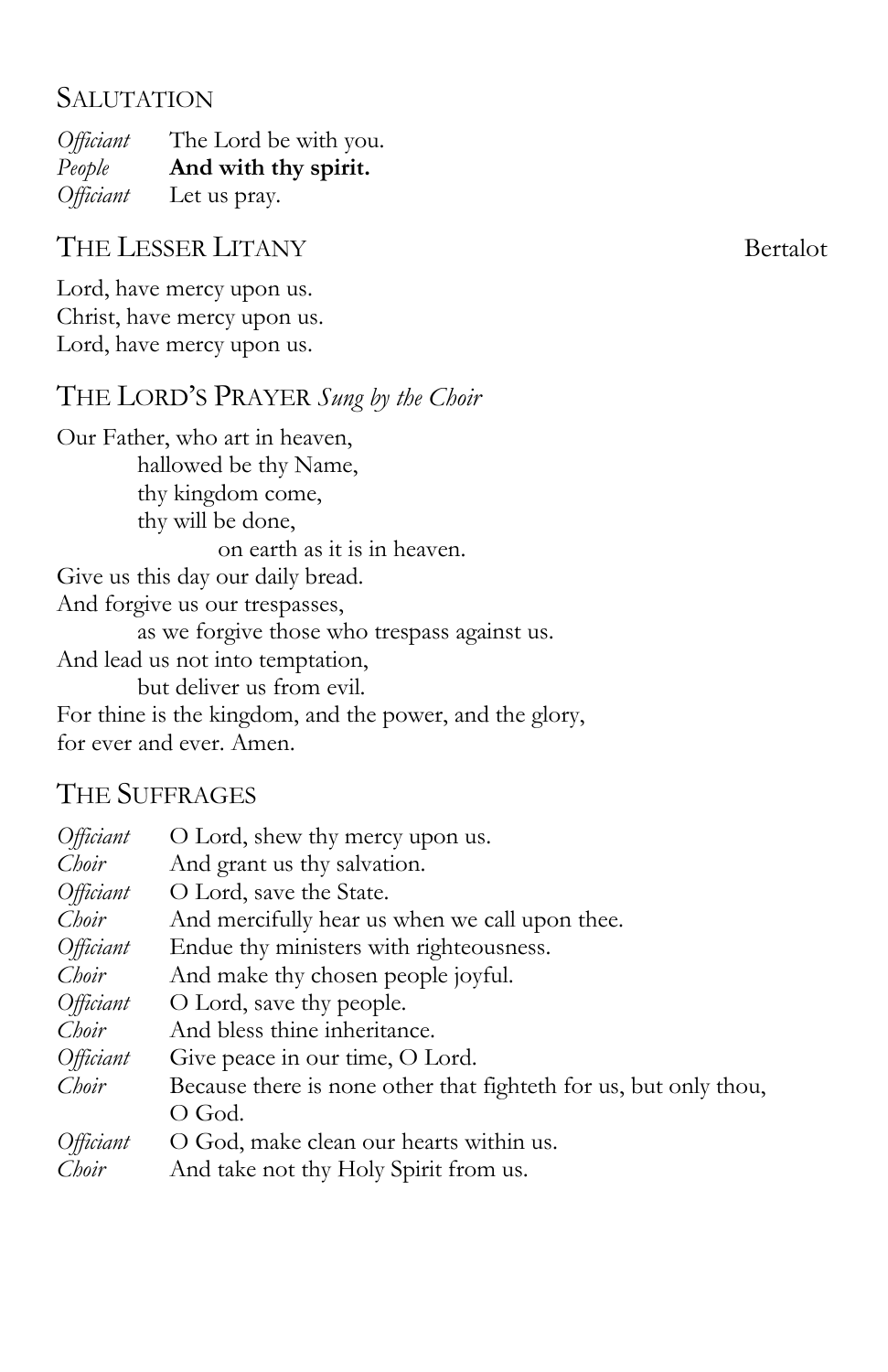## Salutation

*Officiant* The Lord be with you.
*People* **And with thy spirit.**
*Officiant* Let us pray.

## The Lesser Litany Bertalot

Lord, have mercy upon us.
Christ, have mercy upon us.
Lord, have mercy upon us.

## The Lord's Prayer *Sung by the Choir*

Our Father, who art in heaven,
hallowed be thy Name,
thy kingdom come,
thy will be done,
on earth as it is in heaven.
Give us this day our daily bread.
And forgive us our trespasses,
as we forgive those who trespass against us.
And lead us not into temptation,
but deliver us from evil.
For thine is the kingdom, and the power, and the glory,
for ever and ever. Amen.

## The Suffrages

*Officiant* O Lord, shew thy mercy upon us.
*Choir* And grant us thy salvation.
*Officiant* O Lord, save the State.
*Choir* And mercifully hear us when we call upon thee.
*Officiant* Endue thy ministers with righteousness.
*Choir* And make thy chosen people joyful.
*Officiant* O Lord, save thy people.
*Choir* And bless thine inheritance.
*Officiant* Give peace in our time, O Lord.
*Choir* Because there is none other that fighteth for us, but only thou, O God.
*Officiant* O God, make clean our hearts within us.
*Choir* And take not thy Holy Spirit from us.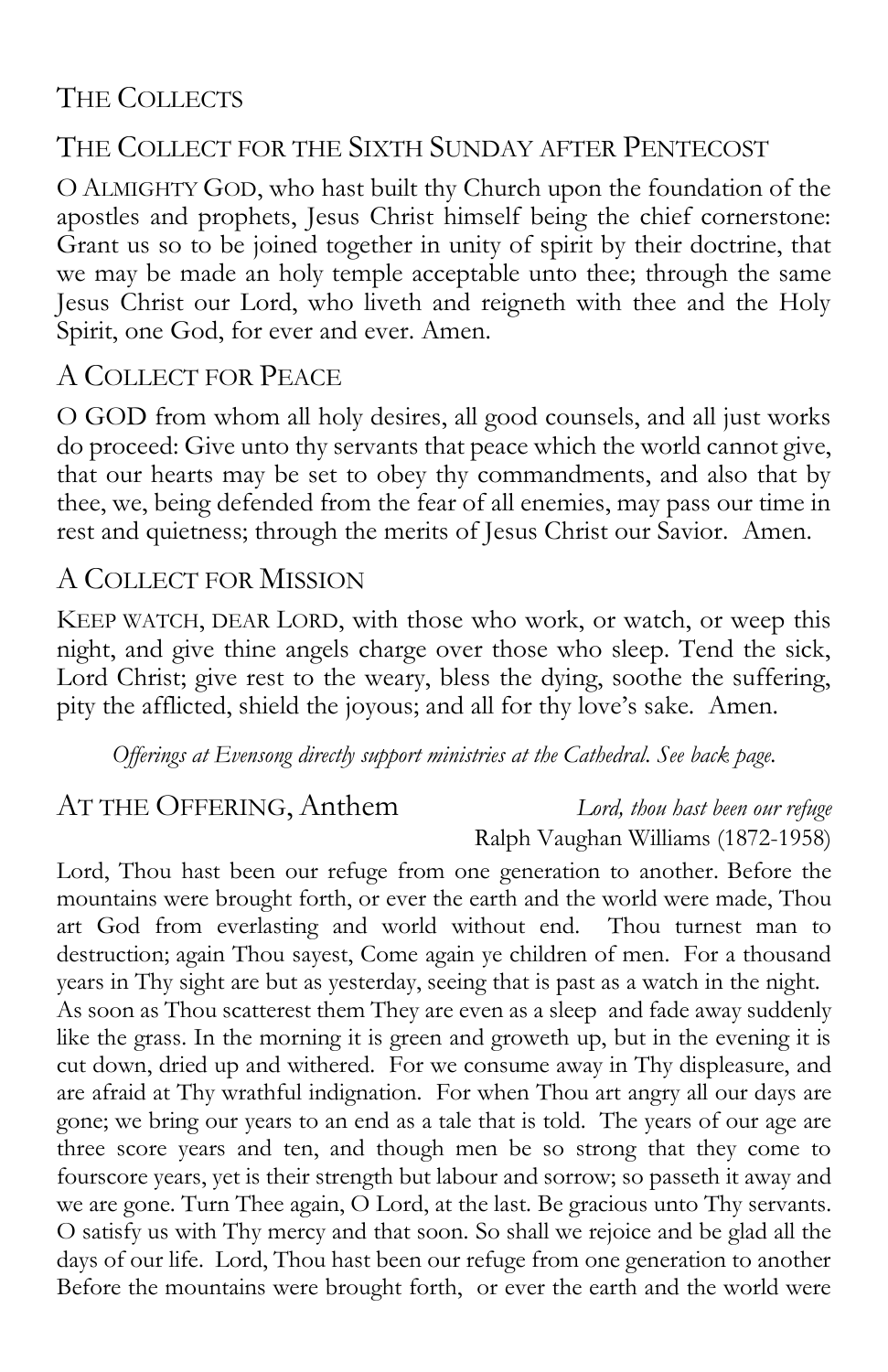## The Collects

### The Collect for the Sixth Sunday after Pentecost

O Almighty God, who hast built thy Church upon the foundation of the apostles and prophets, Jesus Christ himself being the chief cornerstone: Grant us so to be joined together in unity of spirit by their doctrine, that we may be made an holy temple acceptable unto thee; through the same Jesus Christ our Lord, who liveth and reigneth with thee and the Holy Spirit, one God, for ever and ever. Amen.

### A Collect for Peace

O GOD from whom all holy desires, all good counsels, and all just works do proceed: Give unto thy servants that peace which the world cannot give, that our hearts may be set to obey thy commandments, and also that by thee, we, being defended from the fear of all enemies, may pass our time in rest and quietness; through the merits of Jesus Christ our Savior. Amen.

### A Collect for Mission

Keep watch, dear Lord, with those who work, or watch, or weep this night, and give thine angels charge over those who sleep. Tend the sick, Lord Christ; give rest to the weary, bless the dying, soothe the suffering, pity the afflicted, shield the joyous; and all for thy love's sake. Amen.

*Offerings at Evensong directly support ministries at the Cathedral. See back page.*

### At the Offering, Anthem

*Lord, thou hast been our refuge*
Ralph Vaughan Williams (1872-1958)

Lord, Thou hast been our refuge from one generation to another. Before the mountains were brought forth, or ever the earth and the world were made, Thou art God from everlasting and world without end. Thou turnest man to destruction; again Thou sayest, Come again ye children of men. For a thousand years in Thy sight are but as yesterday, seeing that is past as a watch in the night. As soon as Thou scatterest them They are even as a sleep and fade away suddenly like the grass. In the morning it is green and groweth up, but in the evening it is cut down, dried up and withered. For we consume away in Thy displeasure, and are afraid at Thy wrathful indignation. For when Thou art angry all our days are gone; we bring our years to an end as a tale that is told. The years of our age are three score years and ten, and though men be so strong that they come to fourscore years, yet is their strength but labour and sorrow; so passeth it away and we are gone. Turn Thee again, O Lord, at the last. Be gracious unto Thy servants. O satisfy us with Thy mercy and that soon. So shall we rejoice and be glad all the days of our life. Lord, Thou hast been our refuge from one generation to another Before the mountains were brought forth, or ever the earth and the world were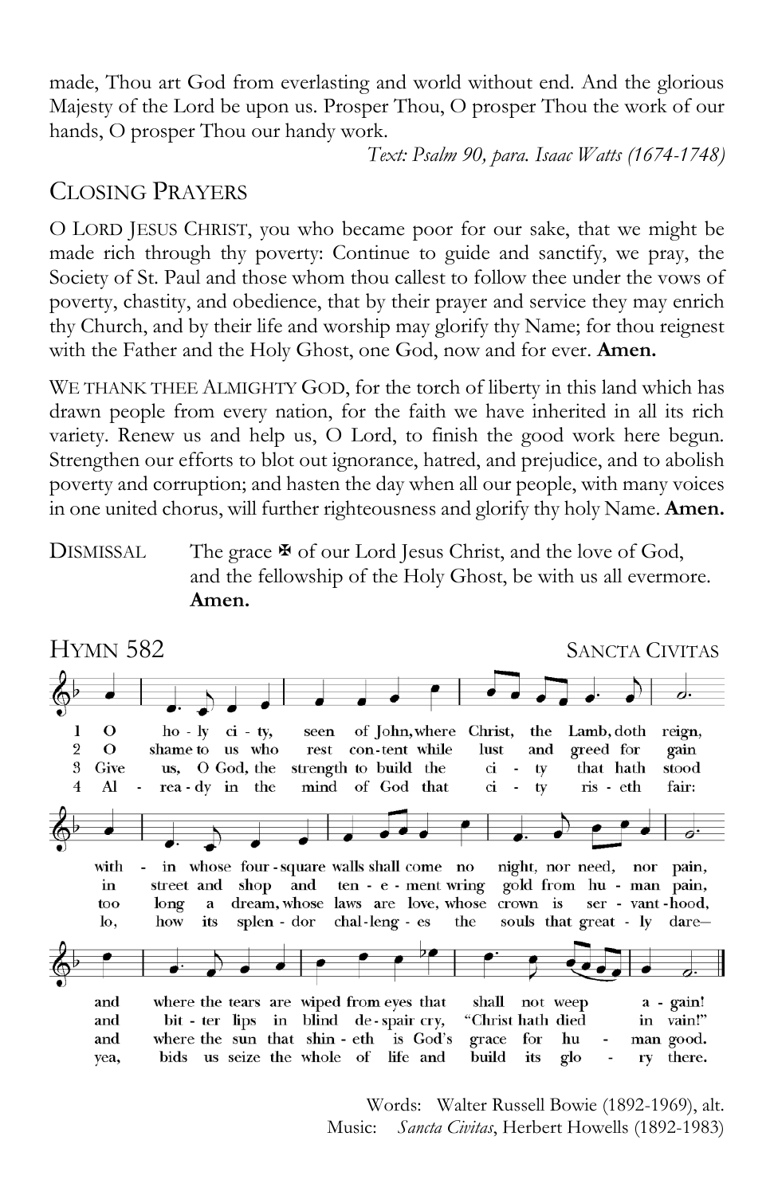made, Thou art God from everlasting and world without end. And the glorious Majesty of the Lord be upon us. Prosper Thou, O prosper Thou the work of our hands, O prosper Thou our handy work.

*Text: Psalm 90, para. Isaac Watts (1674-1748)*

## CLOSING PRAYERS

O LORD JESUS CHRIST, you who became poor for our sake, that we might be made rich through thy poverty: Continue to guide and sanctify, we pray, the Society of St. Paul and those whom thou callest to follow thee under the vows of poverty, chastity, and obedience, that by their prayer and service they may enrich thy Church, and by their life and worship may glorify thy Name; for thou reignest with the Father and the Holy Ghost, one God, now and for ever. **Amen.**

WE THANK THEE ALMIGHTY GOD, for the torch of liberty in this land which has drawn people from every nation, for the faith we have inherited in all its rich variety. Renew us and help us, O Lord, to finish the good work here begun. Strengthen our efforts to blot out ignorance, hatred, and prejudice, and to abolish poverty and corruption; and hasten the day when all our people, with many voices in one united chorus, will further righteousness and glorify thy holy Name. **Amen.**

DISMISSAL The grace ✠ of our Lord Jesus Christ, and the love of God, and the fellowship of the Holy Ghost, be with us all evermore. **Amen.**

## HYMN 582 SANCTA CIVITAS

1 O holy city, seen of John, where Christ, the Lamb, doth reign, within whose four-square walls shall come no night, nor need, nor pain, and where the tears are wiped from eyes that shall not weep again!

2 O shame to us who rest content while lust and greed for gain in street and shop and tenement wring gold from human pain, and bitter lips in blind despair cry, "Christ hath died in vain!"

3 Give us, O God, the strength to build the city that hath stood too long a dream, whose laws are love, whose crown is servant-hood, and where the sun that shineth is God's grace for human good.

4 Already in the mind of God that city riseth fair: lo, how its splendor challenges the souls that greatly dare— yea, bids us seize the whole of life and build its glory there.

Words: Walter Russell Bowie (1892-1969), alt.
Music: *Sancta Civitas*, Herbert Howells (1892-1983)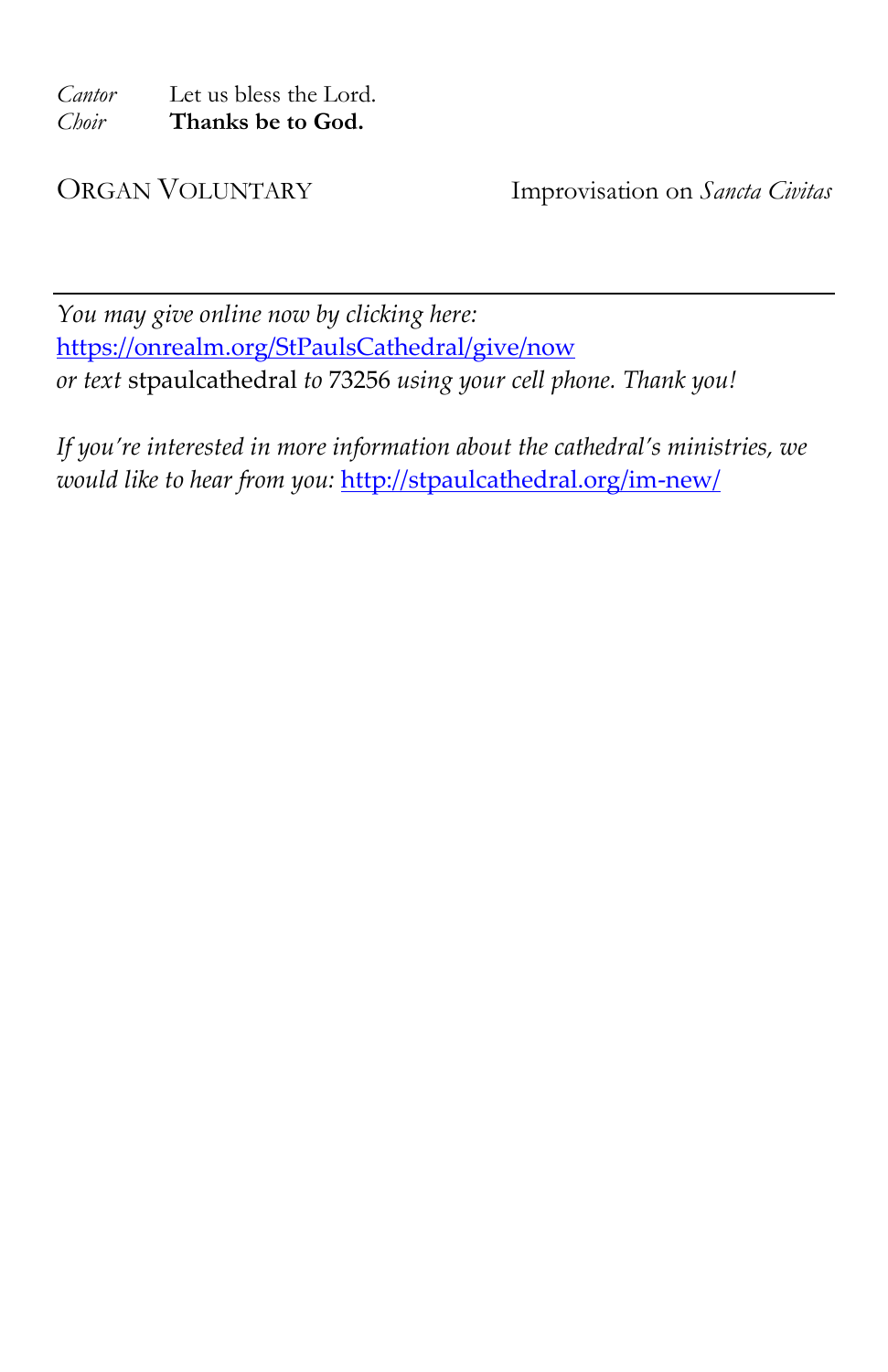*Cantor* Let us bless the Lord.
*Choir* **Thanks be to God.**

ORGAN VOLUNTARY Improvisation on *Sancta Civitas*

---

*You may give online now by clicking here:*
https://onrealm.org/StPaulsCathedral/give/now
*or text* stpaulcathedral *to* 73256 *using your cell phone. Thank you!*

*If you're interested in more information about the cathedral's ministries, we would like to hear from you:* http://stpaulcathedral.org/im-new/